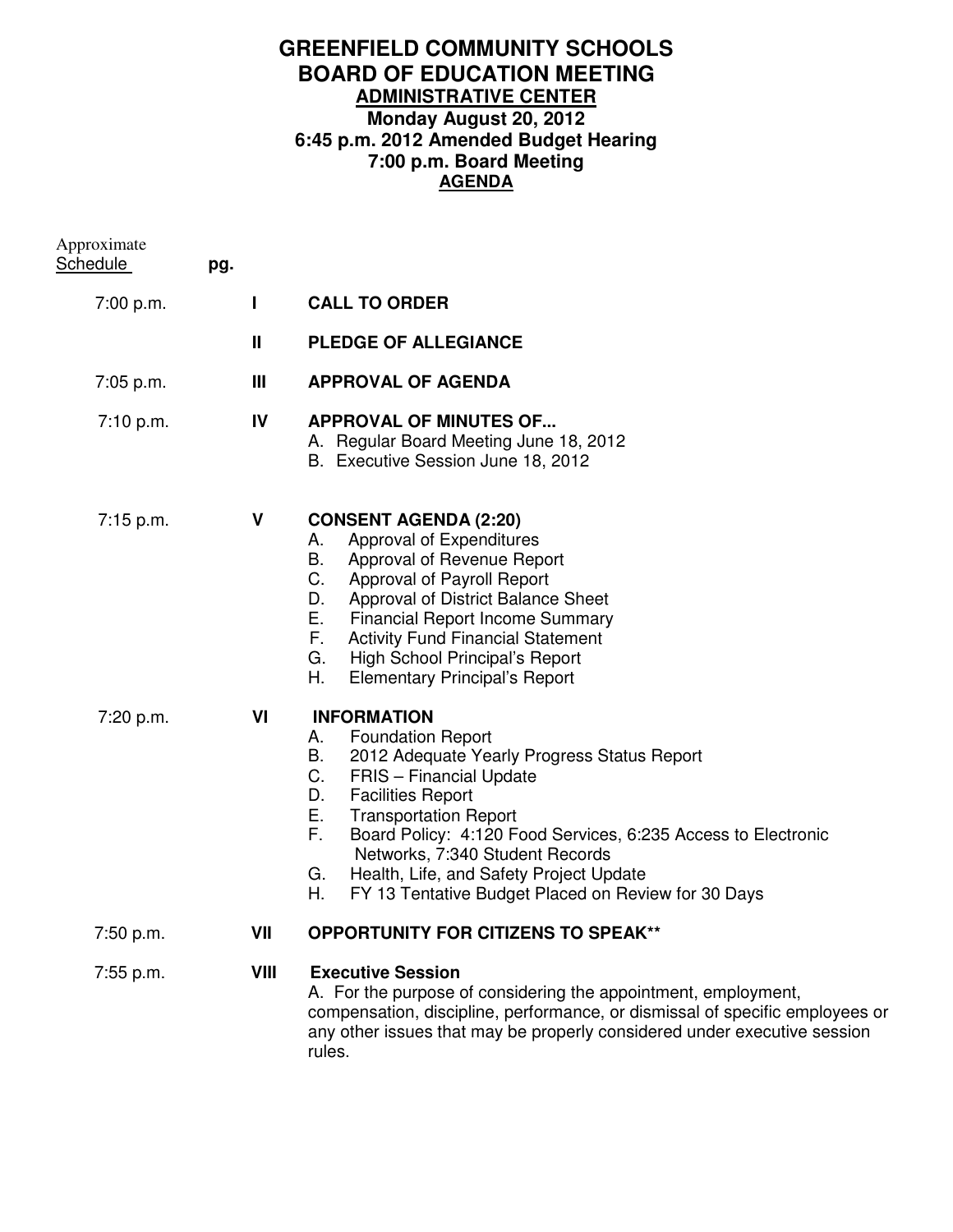# GREENFIELD COMMUNITY SCHOOLS
# BOARD OF EDUCATION MEETING
## ADMINISTRATIVE CENTER
### Monday August 20, 2012
### 6:45 p.m. 2012 Amended Budget Hearing
### 7:00 p.m. Board Meeting
### AGENDA

| Approximate Schedule | pg. | | |
|---|---|---|---|
| 7:00 p.m. | | I | **CALL TO ORDER** |
| | | II | **PLEDGE OF ALLEGIANCE** |
| 7:05 p.m. | | III | **APPROVAL OF AGENDA** |
| 7:10 p.m. | | IV | **APPROVAL OF MINUTES OF...**<br>A. Regular Board Meeting June 18, 2012<br>B. Executive Session June 18, 2012 |
| 7:15 p.m. | | V | **CONSENT AGENDA (2:20)**<br>A. Approval of Expenditures<br>B. Approval of Revenue Report<br>C. Approval of Payroll Report<br>D. Approval of District Balance Sheet<br>E. Financial Report Income Summary<br>F. Activity Fund Financial Statement<br>G. High School Principal's Report<br>H. Elementary Principal's Report |
| 7:20 p.m. | | VI | **INFORMATION**<br>A. Foundation Report<br>B. 2012 Adequate Yearly Progress Status Report<br>C. FRIS – Financial Update<br>D. Facilities Report<br>E. Transportation Report<br>F. Board Policy: 4:120 Food Services, 6:235 Access to Electronic Networks, 7:340 Student Records<br>G. Health, Life, and Safety Project Update<br>H. FY 13 Tentative Budget Placed on Review for 30 Days |
| 7:50 p.m. | | VII | **OPPORTUNITY FOR CITIZENS TO SPEAK\*\*** |
| 7:55 p.m. | | VIII | **Executive Session**<br>A. For the purpose of considering the appointment, employment, compensation, discipline, performance, or dismissal of specific employees or any other issues that may be properly considered under executive session rules. |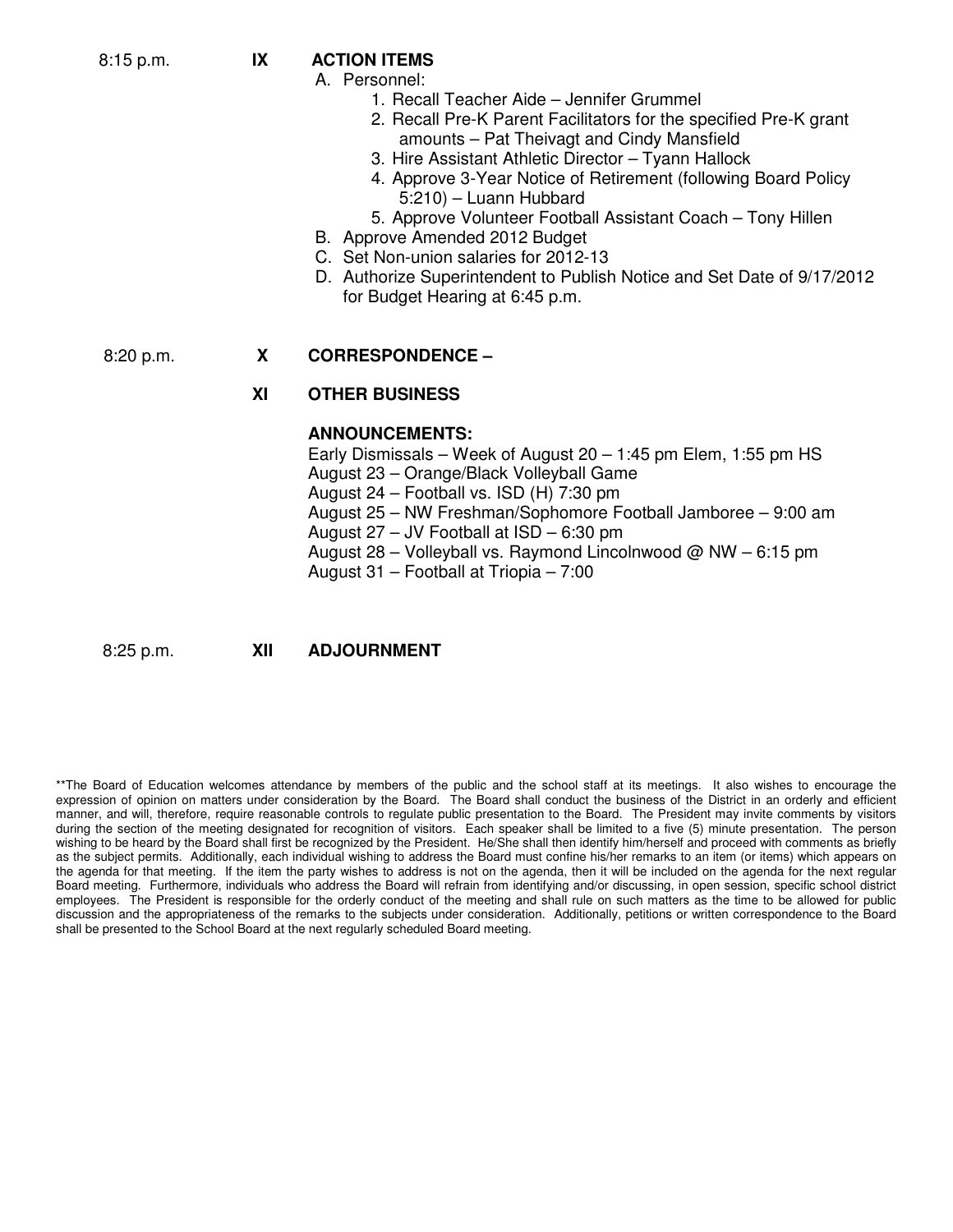8:15 p.m. **IX ACTION ITEMS**

A. Personnel:
   1. Recall Teacher Aide – Jennifer Grummel
   2. Recall Pre-K Parent Facilitators for the specified Pre-K grant amounts – Pat Theivagt and Cindy Mansfield
   3. Hire Assistant Athletic Director – Tyann Hallock
   4. Approve 3-Year Notice of Retirement (following Board Policy 5:210) – Luann Hubbard
   5. Approve Volunteer Football Assistant Coach – Tony Hillen

B. Approve Amended 2012 Budget

C. Set Non-union salaries for 2012-13

D. Authorize Superintendent to Publish Notice and Set Date of 9/17/2012 for Budget Hearing at 6:45 p.m.

8:20 p.m. **X CORRESPONDENCE –**

**XI OTHER BUSINESS**

**ANNOUNCEMENTS:**

Early Dismissals – Week of August 20 – 1:45 pm Elem, 1:55 pm HS
August 23 – Orange/Black Volleyball Game
August 24 – Football vs. ISD (H) 7:30 pm
August 25 – NW Freshman/Sophomore Football Jamboree – 9:00 am
August 27 – JV Football at ISD – 6:30 pm
August 28 – Volleyball vs. Raymond Lincolnwood @ NW – 6:15 pm
August 31 – Football at Triopia – 7:00

8:25 p.m. **XII ADJOURNMENT**

**The Board of Education welcomes attendance by members of the public and the school staff at its meetings. It also wishes to encourage the expression of opinion on matters under consideration by the Board. The Board shall conduct the business of the District in an orderly and efficient manner, and will, therefore, require reasonable controls to regulate public presentation to the Board. The President may invite comments by visitors during the section of the meeting designated for recognition of visitors. Each speaker shall be limited to a five (5) minute presentation. The person wishing to be heard by the Board shall first be recognized by the President. He/She shall then identify him/herself and proceed with comments as briefly as the subject permits. Additionally, each individual wishing to address the Board must confine his/her remarks to an item (or items) which appears on the agenda for that meeting. If the item the party wishes to address is not on the agenda, then it will be included on the agenda for the next regular Board meeting. Furthermore, individuals who address the Board will refrain from identifying and/or discussing, in open session, specific school district employees. The President is responsible for the orderly conduct of the meeting and shall rule on such matters as the time to be allowed for public discussion and the appropriateness of the remarks to the subjects under consideration. Additionally, petitions or written correspondence to the Board shall be presented to the School Board at the next regularly scheduled Board meeting.